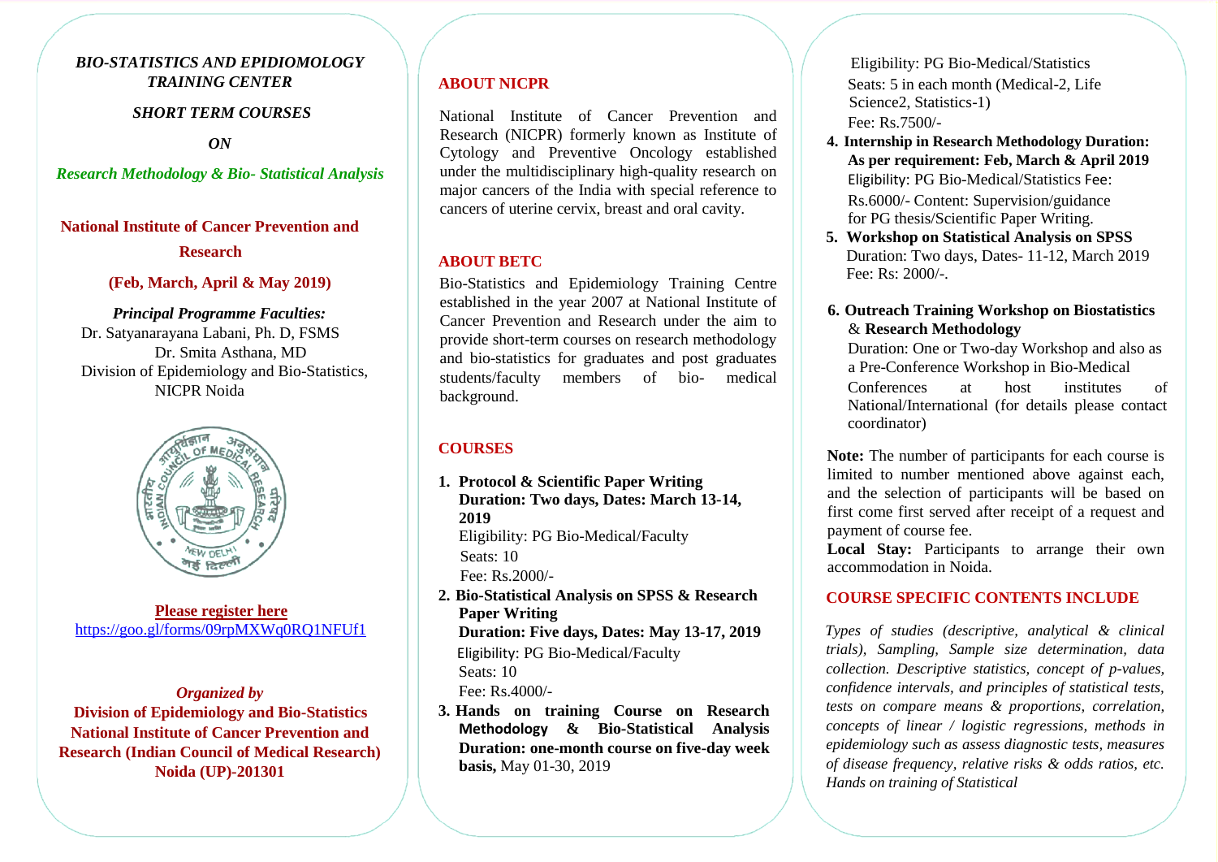***BIO-STATISTICS AND EPIDIOMOLOGY TRAINING CENTER***

***SHORT TERM COURSES***

***ON***

***Research Methodology & Bio- Statistical Analysis***

**National Institute of Cancer Prevention and Research**

**(Feb, March, April & May 2019)**

***Principal Programme Faculties:***

Dr. Satyanarayana Labani, Ph. D, FSMS

Dr. Smita Asthana, MD

Division of Epidemiology and Bio-Statistics, NICPR Noida

**Please register here**

https://goo.gl/forms/09rpMXWq0RQ1NFUf1

*Organized by*

**Division of Epidemiology and Bio-Statistics National Institute of Cancer Prevention and Research (Indian Council of Medical Research) Noida (UP)-201301**

## ABOUT NICPR

National Institute of Cancer Prevention and Research (NICPR) formerly known as Institute of Cytology and Preventive Oncology established under the multidisciplinary high-quality research on major cancers of the India with special reference to cancers of uterine cervix, breast and oral cavity.

## ABOUT BETC

Bio-Statistics and Epidemiology Training Centre established in the year 2007 at National Institute of Cancer Prevention and Research under the aim to provide short-term courses on research methodology and bio-statistics for graduates and post graduates students/faculty members of bio- medical background.

## COURSES

1. **Protocol & Scientific Paper Writing**
   **Duration: Two days, Dates: March 13-14, 2019**
   Eligibility: PG Bio-Medical/Faculty
   Seats: 10
   Fee: Rs.2000/-
2. **Bio-Statistical Analysis on SPSS & Research Paper Writing**
   **Duration: Five days, Dates: May 13-17, 2019**
   Eligibility: PG Bio-Medical/Faculty
   Seats: 10
   Fee: Rs.4000/-
3. **Hands on training Course on Research Methodology & Bio-Statistical Analysis**
   **Duration: one-month course on five-day week basis,** May 01-30, 2019
   Eligibility: PG Bio-Medical/Statistics
   Seats: 5 in each month (Medical-2, Life Science2, Statistics-1)
   Fee: Rs.7500/-
4. **Internship in Research Methodology Duration: As per requirement: Feb, March & April 2019**
   Eligibility: PG Bio-Medical/Statistics Fee: Rs.6000/- Content: Supervision/guidance for PG thesis/Scientific Paper Writing.
5. **Workshop on Statistical Analysis on SPSS**
   Duration: Two days, Dates- 11-12, March 2019
   Fee: Rs: 2000/-.
6. **Outreach Training Workshop on Biostatistics** & **Research Methodology**
   Duration: One or Two-day Workshop and also as a Pre-Conference Workshop in Bio-Medical Conferences at host institutes of National/International (for details please contact coordinator)

**Note:** The number of participants for each course is limited to number mentioned above against each, and the selection of participants will be based on first come first served after receipt of a request and payment of course fee.

**Local Stay:** Participants to arrange their own accommodation in Noida.

## COURSE SPECIFIC CONTENTS INCLUDE

*Types of studies (descriptive, analytical & clinical trials), Sampling, Sample size determination, data collection. Descriptive statistics, concept of p-values, confidence intervals, and principles of statistical tests, tests on compare means & proportions, correlation, concepts of linear / logistic regressions, methods in epidemiology such as assess diagnostic tests, measures of disease frequency, relative risks & odds ratios, etc. Hands on training of Statistical*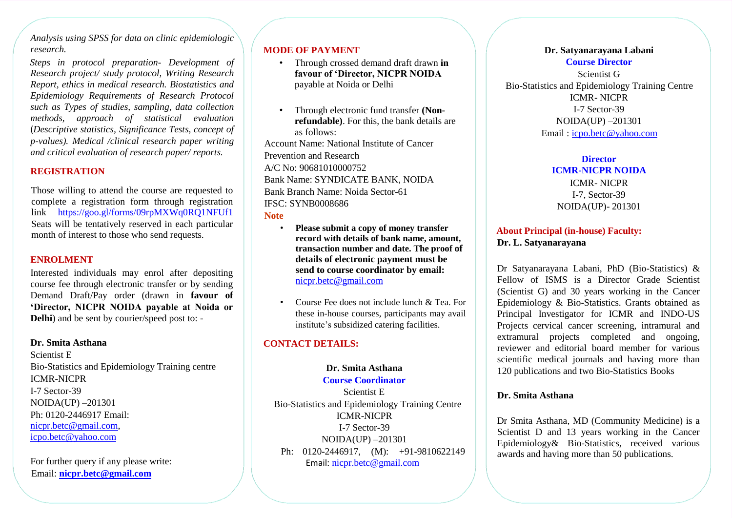*Analysis using SPSS for data on clinic epidemiologic research.*

*Steps in protocol preparation- Development of Research project/ study protocol, Writing Research Report, ethics in medical research. Biostatistics and Epidemiology Requirements of Research Protocol such as Types of studies, sampling, data collection methods, approach of statistical evaluation (Descriptive statistics, Significance Tests, concept of p-values). Medical /clinical research paper writing and critical evaluation of research paper/ reports.*

## REGISTRATION

Those willing to attend the course are requested to complete a registration form through registration link https://goo.gl/forms/09rpMXWq0RQ1NFUf1 Seats will be tentatively reserved in each particular month of interest to those who send requests.

## ENROLMENT

Interested individuals may enrol after depositing course fee through electronic transfer or by sending Demand Draft/Pay order (drawn in **favour of 'Director, NICPR NOIDA payable at Noida or Delhi**) and be sent by courier/speed post to: -

**Dr. Smita Asthana**
Scientist E
Bio-Statistics and Epidemiology Training centre
ICMR-NICPR
I-7 Sector-39
NOIDA(UP) –201301
Ph: 0120-2446917 Email:
nicpr.betc@gmail.com,
icpo.betc@yahoo.com

For further query if any please write:
Email: **nicpr.betc@gmail.com**

## MODE OF PAYMENT

- Through crossed demand draft drawn **in favour of 'Director, NICPR NOIDA** payable at Noida or Delhi
- Through electronic fund transfer **(Non-refundable)**. For this, the bank details are as follows:

Account Name: National Institute of Cancer Prevention and Research
A/C No: 90681010000752
Bank Name: SYNDICATE BANK, NOIDA
Bank Branch Name: Noida Sector-61
IFSC: SYNB0008686

**Note**

- **Please submit a copy of money transfer record with details of bank name, amount, transaction number and date. The proof of details of electronic payment must be send to course coordinator by email:** nicpr.betc@gmail.com
- Course Fee does not include lunch & Tea. For these in-house courses, participants may avail institute's subsidized catering facilities.

## CONTACT DETAILS:

**Dr. Smita Asthana**
**Course Coordinator**
Scientist E
Bio-Statistics and Epidemiology Training Centre
ICMR-NICPR
I-7 Sector-39
NOIDA(UP) –201301
Ph: 0120-2446917, (M): +91-9810622149
Email: nicpr.betc@gmail.com

**Dr. Satyanarayana Labani**
**Course Director**
Scientist G
Bio-Statistics and Epidemiology Training Centre
ICMR- NICPR
I-7 Sector-39
NOIDA(UP) –201301
Email : icpo.betc@yahoo.com

**Director**
**ICMR-NICPR NOIDA**
ICMR- NICPR
I-7, Sector-39
NOIDA(UP)- 201301

## About Principal (in-house) Faculty:

**Dr. L. Satyanarayana**

Dr Satyanarayana Labani, PhD (Bio-Statistics) & Fellow of ISMS is a Director Grade Scientist (Scientist G) and 30 years working in the Cancer Epidemiology & Bio-Statistics. Grants obtained as Principal Investigator for ICMR and INDO-US Projects cervical cancer screening, intramural and extramural projects completed and ongoing, reviewer and editorial board member for various scientific medical journals and having more than 120 publications and two Bio-Statistics Books

**Dr. Smita Asthana**

Dr Smita Asthana, MD (Community Medicine) is a Scientist D and 13 years working in the Cancer Epidemiology& Bio-Statistics, received various awards and having more than 50 publications.